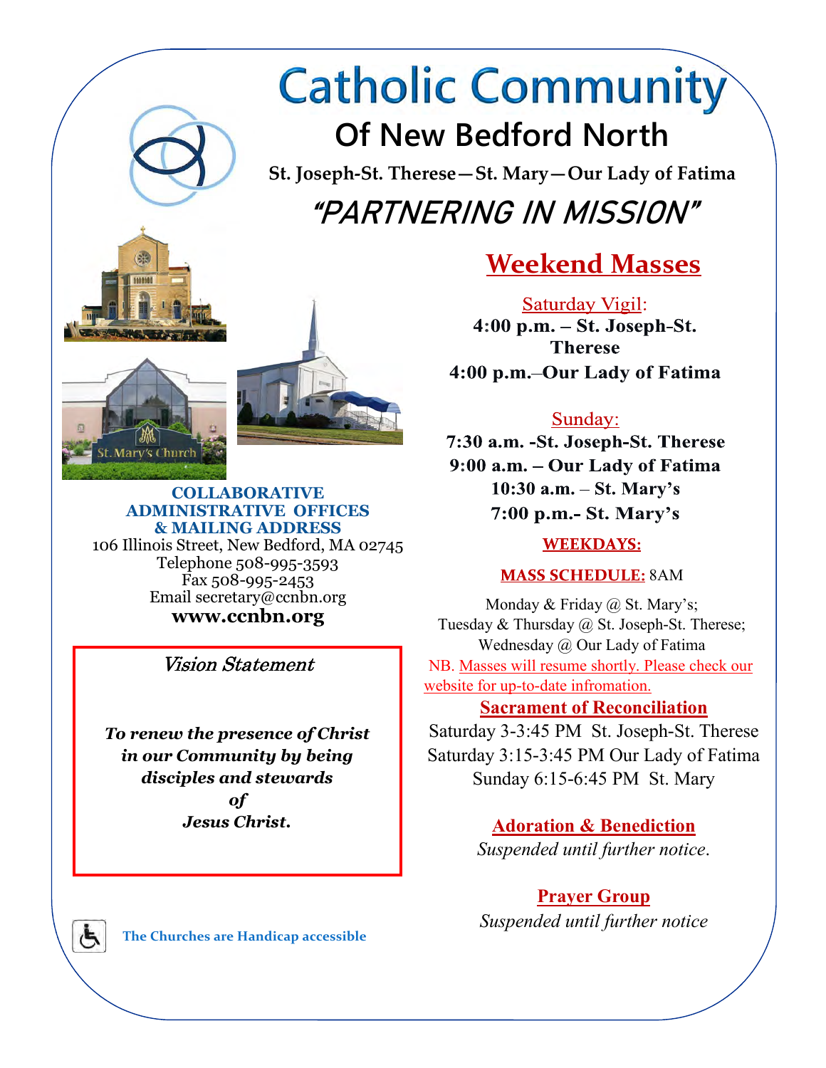# Catholic Community

## Of New Bedford North

**St. Joseph-St. Therese—St. Mary—Our Lady of Fatima**

## *"PARTNERING IN MISSION"*

St. Mary's Church

**COLLABORATIVE ADMINISTRATIVE OFFICES & MAILING ADDRESS**

106 Illinois Street, New Bedford, MA 02745
Telephone 508-995-3593
Fax 508-995-2453
Email secretary@ccnbn.org
**www.ccnbn.org**

*Vision Statement*

***To renew the presence of Christ in our Community by being disciples and stewards of Jesus Christ.***

**The Churches are Handicap accessible**

## Weekend Masses

Saturday Vigil:

**4:00 p.m. – St. Joseph-St. Therese**
**4:00 p.m.–Our Lady of Fatima**

Sunday:

**7:30 a.m. -St. Joseph-St. Therese**
**9:00 a.m. – Our Lady of Fatima**
**10:30 a.m. – St. Mary's**
**7:00 p.m.- St. Mary's**

**WEEKDAYS:**

**MASS SCHEDULE:** 8AM

Monday & Friday @ St. Mary's;
Tuesday & Thursday @ St. Joseph-St. Therese;
Wednesday @ Our Lady of Fatima

NB. Masses will resume shortly. Please check our website for up-to-date infromation.

**Sacrament of Reconciliation**

Saturday 3-3:45 PM St. Joseph-St. Therese
Saturday 3:15-3:45 PM Our Lady of Fatima
Sunday 6:15-6:45 PM St. Mary

**Adoration & Benediction**

*Suspended until further notice.*

**Prayer Group**

*Suspended until further notice*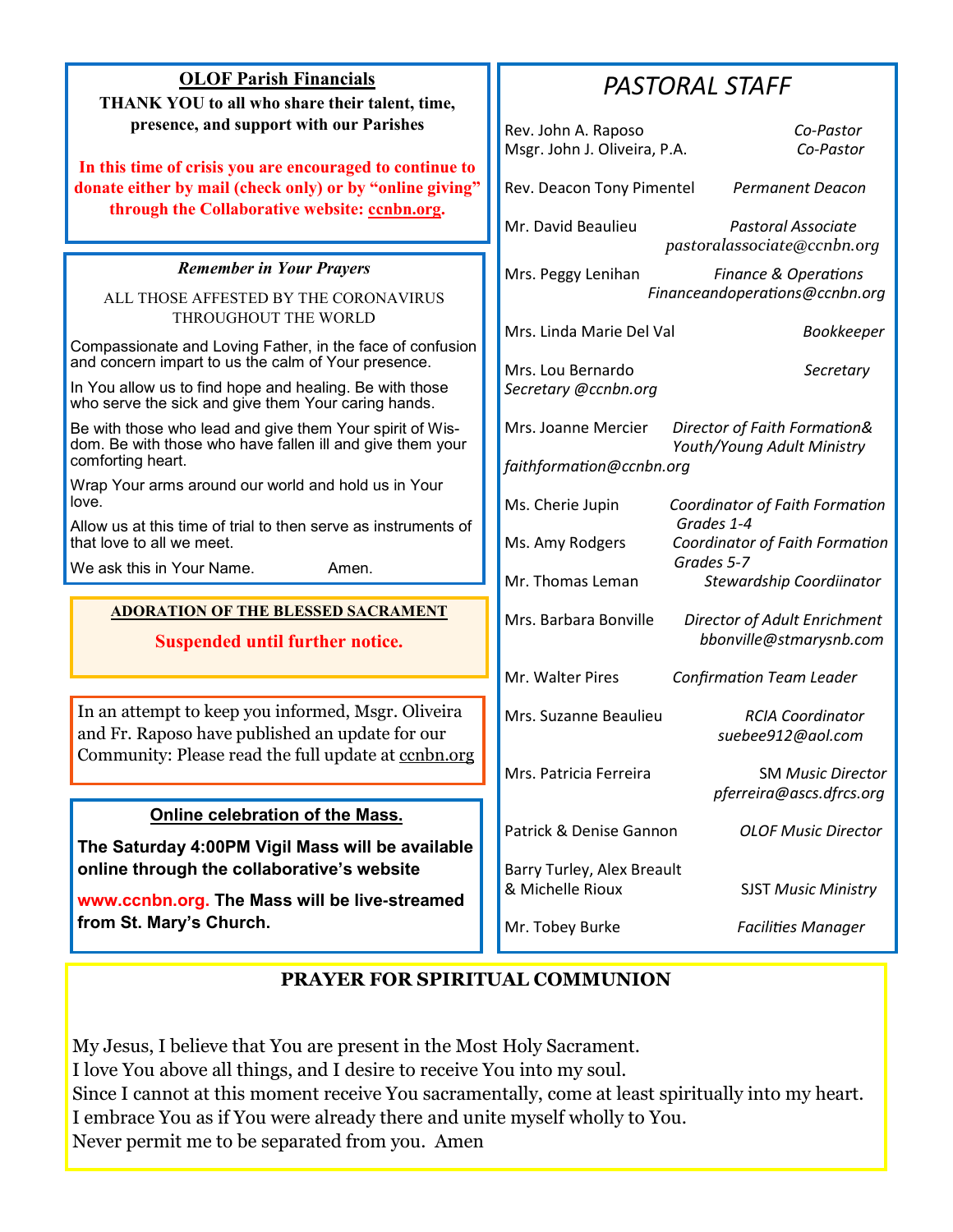## OLOF Parish Financials

**THANK YOU to all who share their talent, time, presence, and support with our Parishes**

**In this time of crisis you are encouraged to continue to donate either by mail (check only) or by "online giving" through the Collaborative website: ccnbn.org.**

### *Remember in Your Prayers*

ALL THOSE AFFESTED BY THE CORONAVIRUS THROUGHOUT THE WORLD

Compassionate and Loving Father, in the face of confusion and concern impart to us the calm of Your presence.

In You allow us to find hope and healing. Be with those who serve the sick and give them Your caring hands.

Be with those who lead and give them Your spirit of Wisdom. Be with those who have fallen ill and give them your comforting heart.

Wrap Your arms around our world and hold us in Your love.

Allow us at this time of trial to then serve as instruments of that love to all we meet.

We ask this in Your Name. Amen.

### ADORATION OF THE BLESSED SACRAMENT

**Suspended until further notice.**

In an attempt to keep you informed, Msgr. Oliveira and Fr. Raposo have published an update for our Community: Please read the full update at ccnbn.org

### Online celebration of the Mass.

**The Saturday 4:00PM Vigil Mass will be available online through the collaborative's website www.ccnbn.org. The Mass will be live-streamed from St. Mary's Church.**

## *PASTORAL STAFF*

| Name | Role |
|---|---|
| Rev. John A. Raposo | *Co-Pastor* |
| Msgr. John J. Oliveira, P.A. | *Co-Pastor* |
| Rev. Deacon Tony Pimentel | *Permanent Deacon* |
| Mr. David Beaulieu | *Pastoral Associate* *pastoralassociate@ccnbn.org* |
| Mrs. Peggy Lenihan | *Finance & Operations* *Financeandoperations@ccnbn.org* |
| Mrs. Linda Marie Del Val | *Bookkeeper* |
| Mrs. Lou Bernardo | *Secretary* *Secretary @ccnbn.org* |
| Mrs. Joanne Mercier | *Director of Faith Formation& Youth/Young Adult Ministry* *faithformation@ccnbn.org* |
| Ms. Cherie Jupin | *Coordinator of Faith Formation Grades 1-4* |
| Ms. Amy Rodgers | *Coordinator of Faith Formation Grades 5-7* |
| Mr. Thomas Leman | *Stewardship Coordiinator* |
| Mrs. Barbara Bonville | *Director of Adult Enrichment* *bbonville@stmarysnb.com* |
| Mr. Walter Pires | *Confirmation Team Leader* |
| Mrs. Suzanne Beaulieu | *RCIA Coordinator* *suebee912@aol.com* |
| Mrs. Patricia Ferreira | SM *Music Director* *pferreira@ascs.dfrcs.org* |
| Patrick & Denise Gannon | *OLOF Music Director* |
| Barry Turley, Alex Breault & Michelle Rioux | SJST *Music Ministry* |
| Mr. Tobey Burke | *Facilities Manager* |

## PRAYER FOR SPIRITUAL COMMUNION

My Jesus, I believe that You are present in the Most Holy Sacrament.
I love You above all things, and I desire to receive You into my soul.
Since I cannot at this moment receive You sacramentally, come at least spiritually into my heart.
I embrace You as if You were already there and unite myself wholly to You.
Never permit me to be separated from you. Amen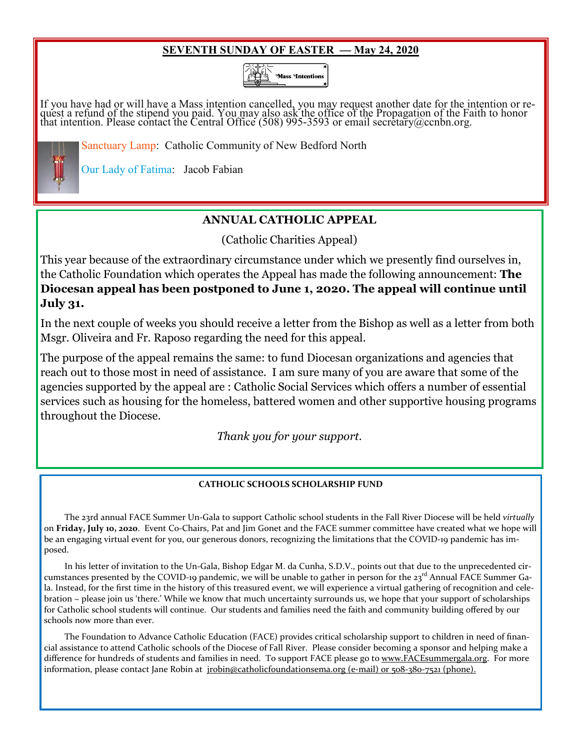## SEVENTH SUNDAY OF EASTER — May 24, 2020

Mass Intentions

If you have had or will have a Mass intention cancelled, you may request another date for the intention or request a refund of the stipend you paid. You may also ask the office of the Propagation of the Faith to honor that intention. Please contact the Central Office (508) 995-3593 or email secretary@ccnbn.org.

Sanctuary Lamp: Catholic Community of New Bedford North

Our Lady of Fatima: Jacob Fabian

## ANNUAL CATHOLIC APPEAL

(Catholic Charities Appeal)

This year because of the extraordinary circumstance under which we presently find ourselves in, the Catholic Foundation which operates the Appeal has made the following announcement: **The Diocesan appeal has been postponed to June 1, 2020. The appeal will continue until July 31.**

In the next couple of weeks you should receive a letter from the Bishop as well as a letter from both Msgr. Oliveira and Fr. Raposo regarding the need for this appeal.

The purpose of the appeal remains the same: to fund Diocesan organizations and agencies that reach out to those most in need of assistance. I am sure many of you are aware that some of the agencies supported by the appeal are : Catholic Social Services which offers a number of essential services such as housing for the homeless, battered women and other supportive housing programs throughout the Diocese.

*Thank you for your support.*

## CATHOLIC SCHOOLS SCHOLARSHIP FUND

The 23rd annual FACE Summer Un-Gala to support Catholic school students in the Fall River Diocese will be held *virtually* on **Friday, July 10, 2020**. Event Co-Chairs, Pat and Jim Gonet and the FACE summer committee have created what we hope will be an engaging virtual event for you, our generous donors, recognizing the limitations that the COVID-19 pandemic has imposed.

In his letter of invitation to the Un-Gala, Bishop Edgar M. da Cunha, S.D.V., points out that due to the unprecedented circumstances presented by the COVID-19 pandemic, we will be unable to gather in person for the 23rd Annual FACE Summer Gala. Instead, for the first time in the history of this treasured event, we will experience a virtual gathering of recognition and celebration ~ please join us 'there.' While we know that much uncertainty surrounds us, we hope that your support of scholarships for Catholic school students will continue. Our students and families need the faith and community building offered by our schools now more than ever.

The Foundation to Advance Catholic Education (FACE) provides critical scholarship support to children in need of financial assistance to attend Catholic schools of the Diocese of Fall River. Please consider becoming a sponsor and helping make a difference for hundreds of students and families in need. To support FACE please go to www.FACEsummergala.org. For more information, please contact Jane Robin at jrobin@catholicfoundationsema.org (e-mail) or 508-380-7521 (phone).